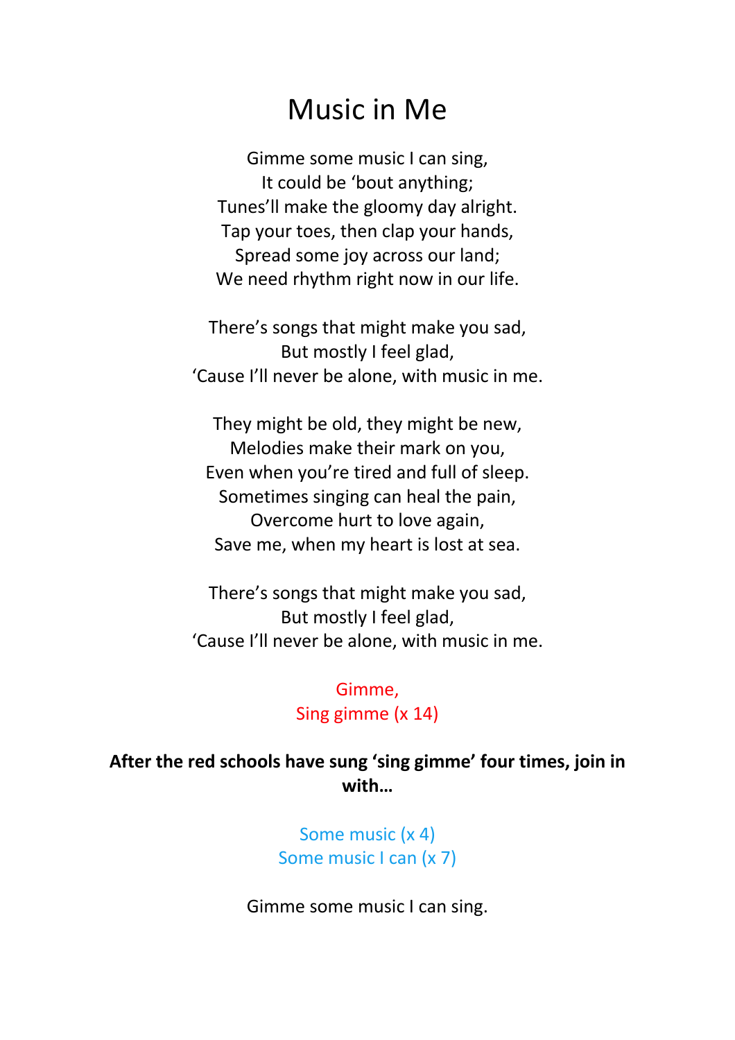# Music in Me

Gimme some music I can sing,
It could be 'bout anything;
Tunes'll make the gloomy day alright.
Tap your toes, then clap your hands,
Spread some joy across our land;
We need rhythm right now in our life.

There's songs that might make you sad,
But mostly I feel glad,
'Cause I'll never be alone, with music in me.

They might be old, they might be new,
Melodies make their mark on you,
Even when you're tired and full of sleep.
Sometimes singing can heal the pain,
Overcome hurt to love again,
Save me, when my heart is lost at sea.

There's songs that might make you sad,
But mostly I feel glad,
'Cause I'll never be alone, with music in me.

Gimme,
Sing gimme (x 14)

**After the red schools have sung 'sing gimme' four times, join in with…**

Some music (x 4)
Some music I can (x 7)

Gimme some music I can sing.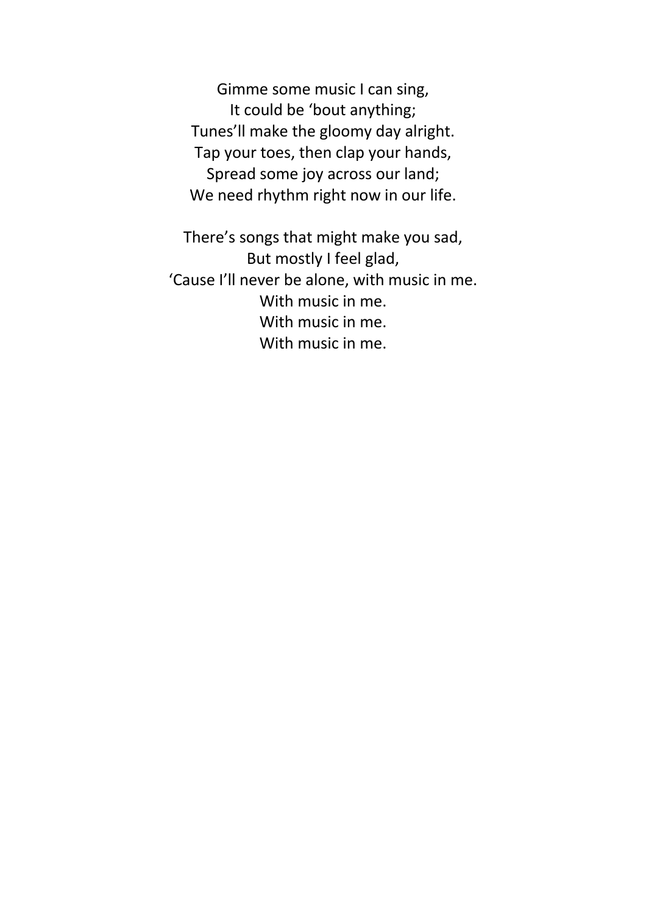Gimme some music I can sing,
It could be 'bout anything;
Tunes'll make the gloomy day alright.
Tap your toes, then clap your hands,
Spread some joy across our land;
We need rhythm right now in our life.

There's songs that might make you sad,
But mostly I feel glad,
'Cause I'll never be alone, with music in me.
With music in me.
With music in me.
With music in me.